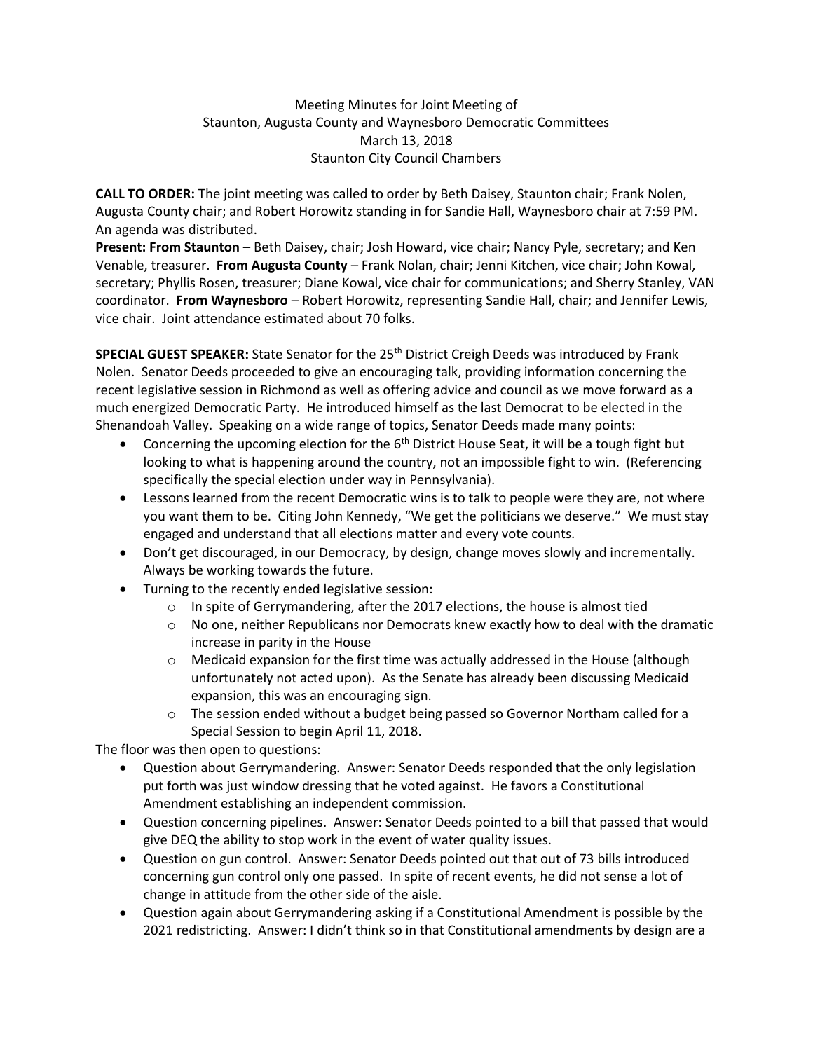Meeting Minutes for Joint Meeting of
Staunton, Augusta County and Waynesboro Democratic Committees
March 13, 2018
Staunton City Council Chambers

**CALL TO ORDER:** The joint meeting was called to order by Beth Daisey, Staunton chair; Frank Nolen, Augusta County chair; and Robert Horowitz standing in for Sandie Hall, Waynesboro chair at 7:59 PM. An agenda was distributed.

**Present: From Staunton** – Beth Daisey, chair; Josh Howard, vice chair; Nancy Pyle, secretary; and Ken Venable, treasurer. **From Augusta County** – Frank Nolan, chair; Jenni Kitchen, vice chair; John Kowal, secretary; Phyllis Rosen, treasurer; Diane Kowal, vice chair for communications; and Sherry Stanley, VAN coordinator. **From Waynesboro** – Robert Horowitz, representing Sandie Hall, chair; and Jennifer Lewis, vice chair. Joint attendance estimated about 70 folks.

**SPECIAL GUEST SPEAKER:** State Senator for the 25th District Creigh Deeds was introduced by Frank Nolen. Senator Deeds proceeded to give an encouraging talk, providing information concerning the recent legislative session in Richmond as well as offering advice and council as we move forward as a much energized Democratic Party. He introduced himself as the last Democrat to be elected in the Shenandoah Valley. Speaking on a wide range of topics, Senator Deeds made many points:

- Concerning the upcoming election for the 6th District House Seat, it will be a tough fight but looking to what is happening around the country, not an impossible fight to win. (Referencing specifically the special election under way in Pennsylvania).
- Lessons learned from the recent Democratic wins is to talk to people were they are, not where you want them to be. Citing John Kennedy, "We get the politicians we deserve." We must stay engaged and understand that all elections matter and every vote counts.
- Don't get discouraged, in our Democracy, by design, change moves slowly and incrementally. Always be working towards the future.
- Turning to the recently ended legislative session:
  - In spite of Gerrymandering, after the 2017 elections, the house is almost tied
  - No one, neither Republicans nor Democrats knew exactly how to deal with the dramatic increase in parity in the House
  - Medicaid expansion for the first time was actually addressed in the House (although unfortunately not acted upon). As the Senate has already been discussing Medicaid expansion, this was an encouraging sign.
  - The session ended without a budget being passed so Governor Northam called for a Special Session to begin April 11, 2018.

The floor was then open to questions:

- Question about Gerrymandering. Answer: Senator Deeds responded that the only legislation put forth was just window dressing that he voted against. He favors a Constitutional Amendment establishing an independent commission.
- Question concerning pipelines. Answer: Senator Deeds pointed to a bill that passed that would give DEQ the ability to stop work in the event of water quality issues.
- Question on gun control. Answer: Senator Deeds pointed out that out of 73 bills introduced concerning gun control only one passed. In spite of recent events, he did not sense a lot of change in attitude from the other side of the aisle.
- Question again about Gerrymandering asking if a Constitutional Amendment is possible by the 2021 redistricting. Answer: I didn't think so in that Constitutional amendments by design are a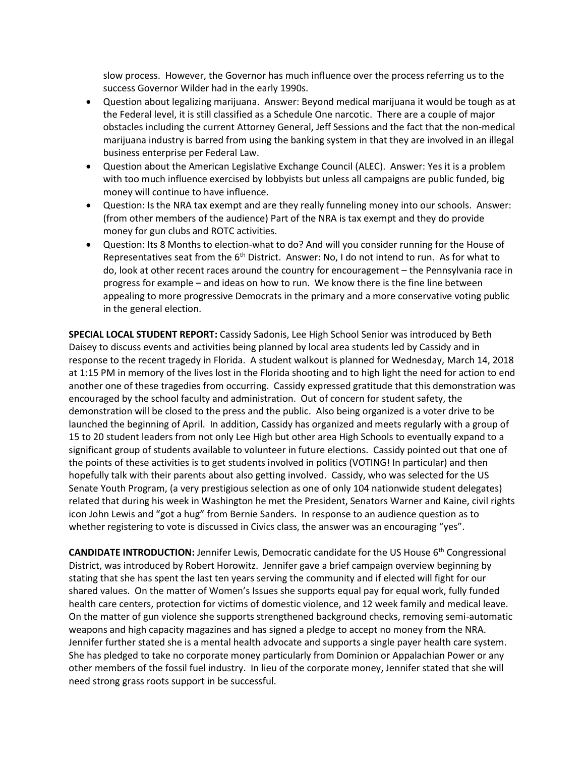slow process. However, the Governor has much influence over the process referring us to the success Governor Wilder had in the early 1990s.

- Question about legalizing marijuana. Answer: Beyond medical marijuana it would be tough as at the Federal level, it is still classified as a Schedule One narcotic. There are a couple of major obstacles including the current Attorney General, Jeff Sessions and the fact that the non-medical marijuana industry is barred from using the banking system in that they are involved in an illegal business enterprise per Federal Law.
- Question about the American Legislative Exchange Council (ALEC). Answer: Yes it is a problem with too much influence exercised by lobbyists but unless all campaigns are public funded, big money will continue to have influence.
- Question: Is the NRA tax exempt and are they really funneling money into our schools. Answer: (from other members of the audience) Part of the NRA is tax exempt and they do provide money for gun clubs and ROTC activities.
- Question: Its 8 Months to election-what to do? And will you consider running for the House of Representatives seat from the 6th District. Answer: No, I do not intend to run. As for what to do, look at other recent races around the country for encouragement – the Pennsylvania race in progress for example – and ideas on how to run. We know there is the fine line between appealing to more progressive Democrats in the primary and a more conservative voting public in the general election.

**SPECIAL LOCAL STUDENT REPORT:** Cassidy Sadonis, Lee High School Senior was introduced by Beth Daisey to discuss events and activities being planned by local area students led by Cassidy and in response to the recent tragedy in Florida. A student walkout is planned for Wednesday, March 14, 2018 at 1:15 PM in memory of the lives lost in the Florida shooting and to high light the need for action to end another one of these tragedies from occurring. Cassidy expressed gratitude that this demonstration was encouraged by the school faculty and administration. Out of concern for student safety, the demonstration will be closed to the press and the public. Also being organized is a voter drive to be launched the beginning of April. In addition, Cassidy has organized and meets regularly with a group of 15 to 20 student leaders from not only Lee High but other area High Schools to eventually expand to a significant group of students available to volunteer in future elections. Cassidy pointed out that one of the points of these activities is to get students involved in politics (VOTING! In particular) and then hopefully talk with their parents about also getting involved. Cassidy, who was selected for the US Senate Youth Program, (a very prestigious selection as one of only 104 nationwide student delegates) related that during his week in Washington he met the President, Senators Warner and Kaine, civil rights icon John Lewis and "got a hug" from Bernie Sanders. In response to an audience question as to whether registering to vote is discussed in Civics class, the answer was an encouraging "yes".

**CANDIDATE INTRODUCTION:** Jennifer Lewis, Democratic candidate for the US House 6th Congressional District, was introduced by Robert Horowitz. Jennifer gave a brief campaign overview beginning by stating that she has spent the last ten years serving the community and if elected will fight for our shared values. On the matter of Women's Issues she supports equal pay for equal work, fully funded health care centers, protection for victims of domestic violence, and 12 week family and medical leave. On the matter of gun violence she supports strengthened background checks, removing semi-automatic weapons and high capacity magazines and has signed a pledge to accept no money from the NRA. Jennifer further stated she is a mental health advocate and supports a single payer health care system. She has pledged to take no corporate money particularly from Dominion or Appalachian Power or any other members of the fossil fuel industry. In lieu of the corporate money, Jennifer stated that she will need strong grass roots support in be successful.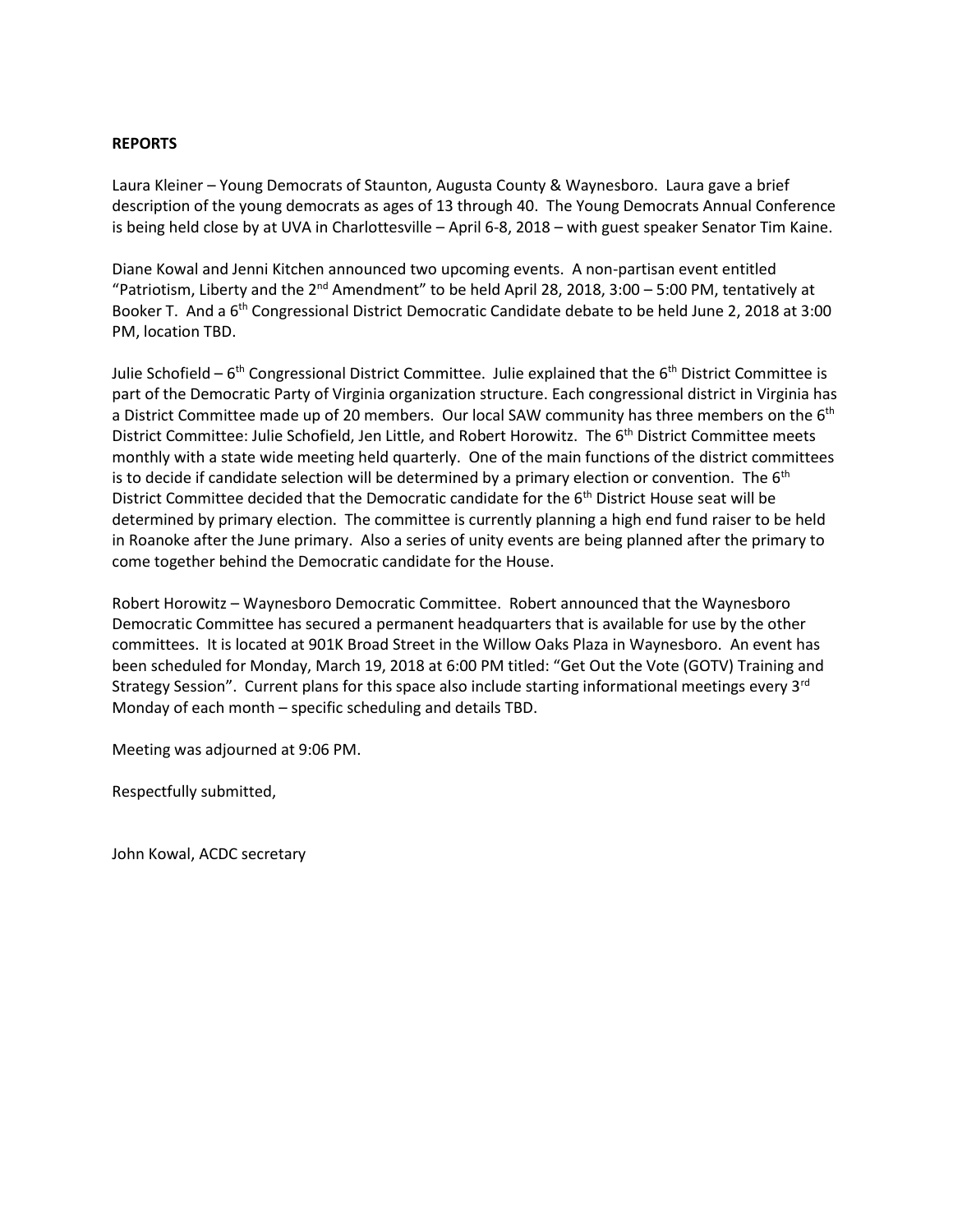**REPORTS**

Laura Kleiner – Young Democrats of Staunton, Augusta County & Waynesboro. Laura gave a brief description of the young democrats as ages of 13 through 40. The Young Democrats Annual Conference is being held close by at UVA in Charlottesville – April 6-8, 2018 – with guest speaker Senator Tim Kaine.

Diane Kowal and Jenni Kitchen announced two upcoming events. A non-partisan event entitled "Patriotism, Liberty and the 2nd Amendment" to be held April 28, 2018, 3:00 – 5:00 PM, tentatively at Booker T. And a 6th Congressional District Democratic Candidate debate to be held June 2, 2018 at 3:00 PM, location TBD.

Julie Schofield – 6th Congressional District Committee. Julie explained that the 6th District Committee is part of the Democratic Party of Virginia organization structure. Each congressional district in Virginia has a District Committee made up of 20 members. Our local SAW community has three members on the 6th District Committee: Julie Schofield, Jen Little, and Robert Horowitz. The 6th District Committee meets monthly with a state wide meeting held quarterly. One of the main functions of the district committees is to decide if candidate selection will be determined by a primary election or convention. The 6th District Committee decided that the Democratic candidate for the 6th District House seat will be determined by primary election. The committee is currently planning a high end fund raiser to be held in Roanoke after the June primary. Also a series of unity events are being planned after the primary to come together behind the Democratic candidate for the House.

Robert Horowitz – Waynesboro Democratic Committee. Robert announced that the Waynesboro Democratic Committee has secured a permanent headquarters that is available for use by the other committees. It is located at 901K Broad Street in the Willow Oaks Plaza in Waynesboro. An event has been scheduled for Monday, March 19, 2018 at 6:00 PM titled: "Get Out the Vote (GOTV) Training and Strategy Session". Current plans for this space also include starting informational meetings every 3rd Monday of each month – specific scheduling and details TBD.

Meeting was adjourned at 9:06 PM.

Respectfully submitted,

John Kowal, ACDC secretary